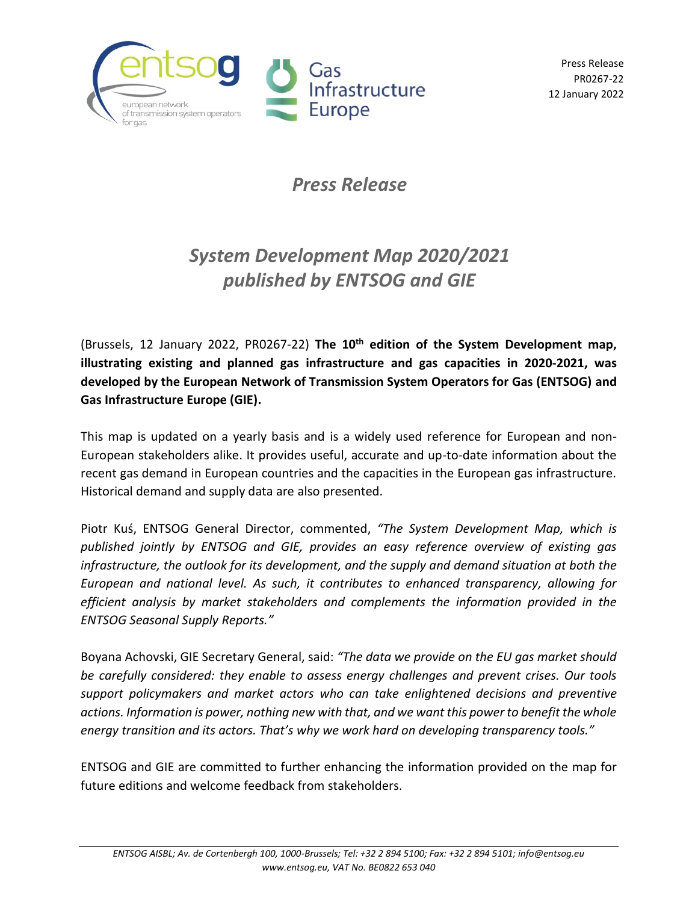Press Release
PR0267-22
12 January 2022

# *Press Release*

## *System Development Map 2020/2021 published by ENTSOG and GIE*

(Brussels, 12 January 2022, PR0267-22) **The 10th edition of the System Development map, illustrating existing and planned gas infrastructure and gas capacities in 2020-2021, was developed by the European Network of Transmission System Operators for Gas (ENTSOG) and Gas Infrastructure Europe (GIE).**

This map is updated on a yearly basis and is a widely used reference for European and non-European stakeholders alike. It provides useful, accurate and up-to-date information about the recent gas demand in European countries and the capacities in the European gas infrastructure. Historical demand and supply data are also presented.

Piotr Kuś, ENTSOG General Director, commented, *"The System Development Map, which is published jointly by ENTSOG and GIE, provides an easy reference overview of existing gas infrastructure, the outlook for its development, and the supply and demand situation at both the European and national level. As such, it contributes to enhanced transparency, allowing for efficient analysis by market stakeholders and complements the information provided in the ENTSOG Seasonal Supply Reports."*

Boyana Achovski, GIE Secretary General, said: *"The data we provide on the EU gas market should be carefully considered: they enable to assess energy challenges and prevent crises. Our tools support policymakers and market actors who can take enlightened decisions and preventive actions. Information is power, nothing new with that, and we want this power to benefit the whole energy transition and its actors. That's why we work hard on developing transparency tools."*

ENTSOG and GIE are committed to further enhancing the information provided on the map for future editions and welcome feedback from stakeholders.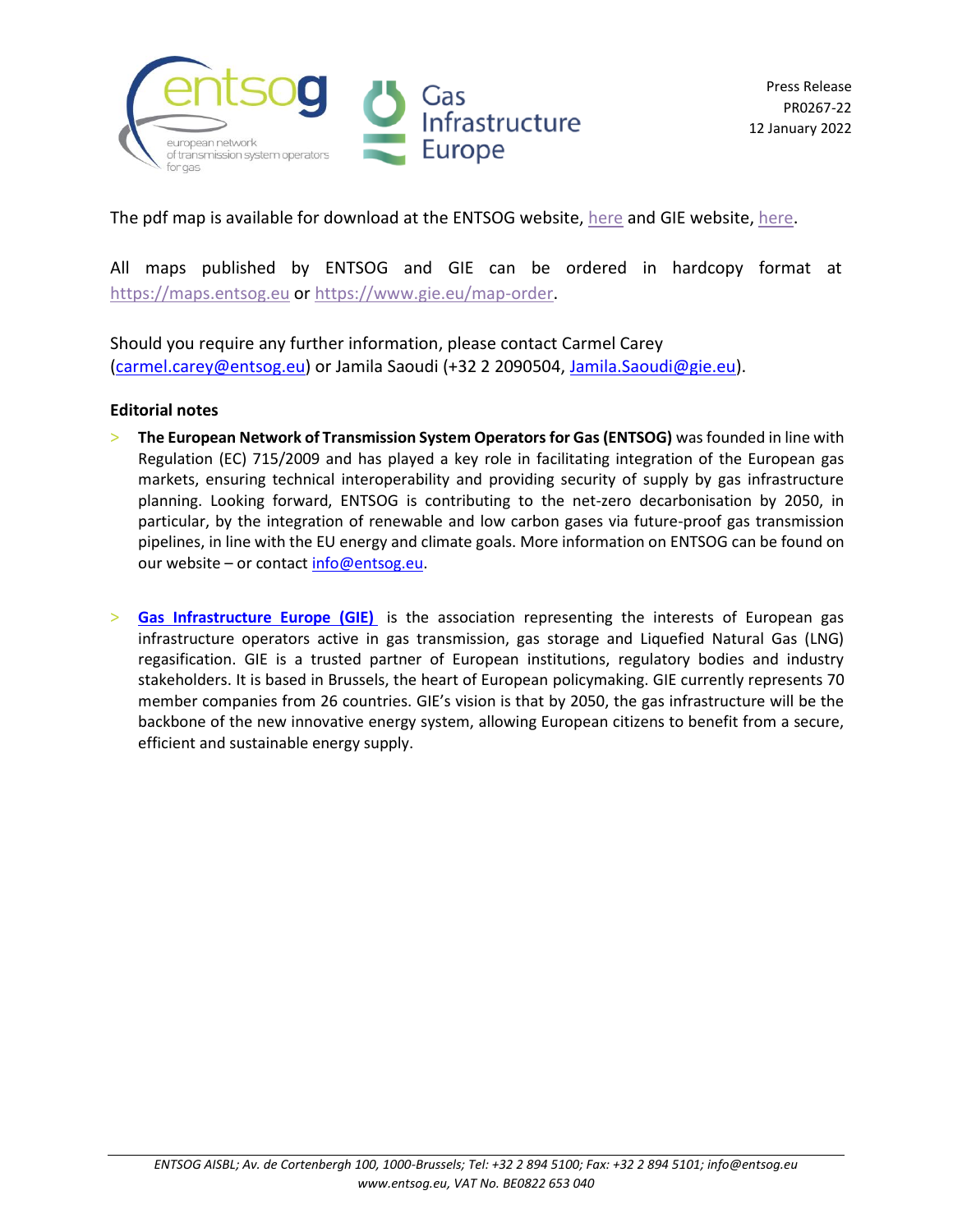The pdf map is available for download at the ENTSOG website, here and GIE website, here.

All maps published by ENTSOG and GIE can be ordered in hardcopy format at https://maps.entsog.eu or https://www.gie.eu/map-order.

Should you require any further information, please contact Carmel Carey (carmel.carey@entsog.eu) or Jamila Saoudi (+32 2 2090504, Jamila.Saoudi@gie.eu).

**Editorial notes**

- **The European Network of Transmission System Operators for Gas (ENTSOG)** was founded in line with Regulation (EC) 715/2009 and has played a key role in facilitating integration of the European gas markets, ensuring technical interoperability and providing security of supply by gas infrastructure planning. Looking forward, ENTSOG is contributing to the net-zero decarbonisation by 2050, in particular, by the integration of renewable and low carbon gases via future-proof gas transmission pipelines, in line with the EU energy and climate goals. More information on ENTSOG can be found on our website – or contact info@entsog.eu.

- **Gas Infrastructure Europe (GIE)** is the association representing the interests of European gas infrastructure operators active in gas transmission, gas storage and Liquefied Natural Gas (LNG) regasification. GIE is a trusted partner of European institutions, regulatory bodies and industry stakeholders. It is based in Brussels, the heart of European policymaking. GIE currently represents 70 member companies from 26 countries. GIE's vision is that by 2050, the gas infrastructure will be the backbone of the new innovative energy system, allowing European citizens to benefit from a secure, efficient and sustainable energy supply.